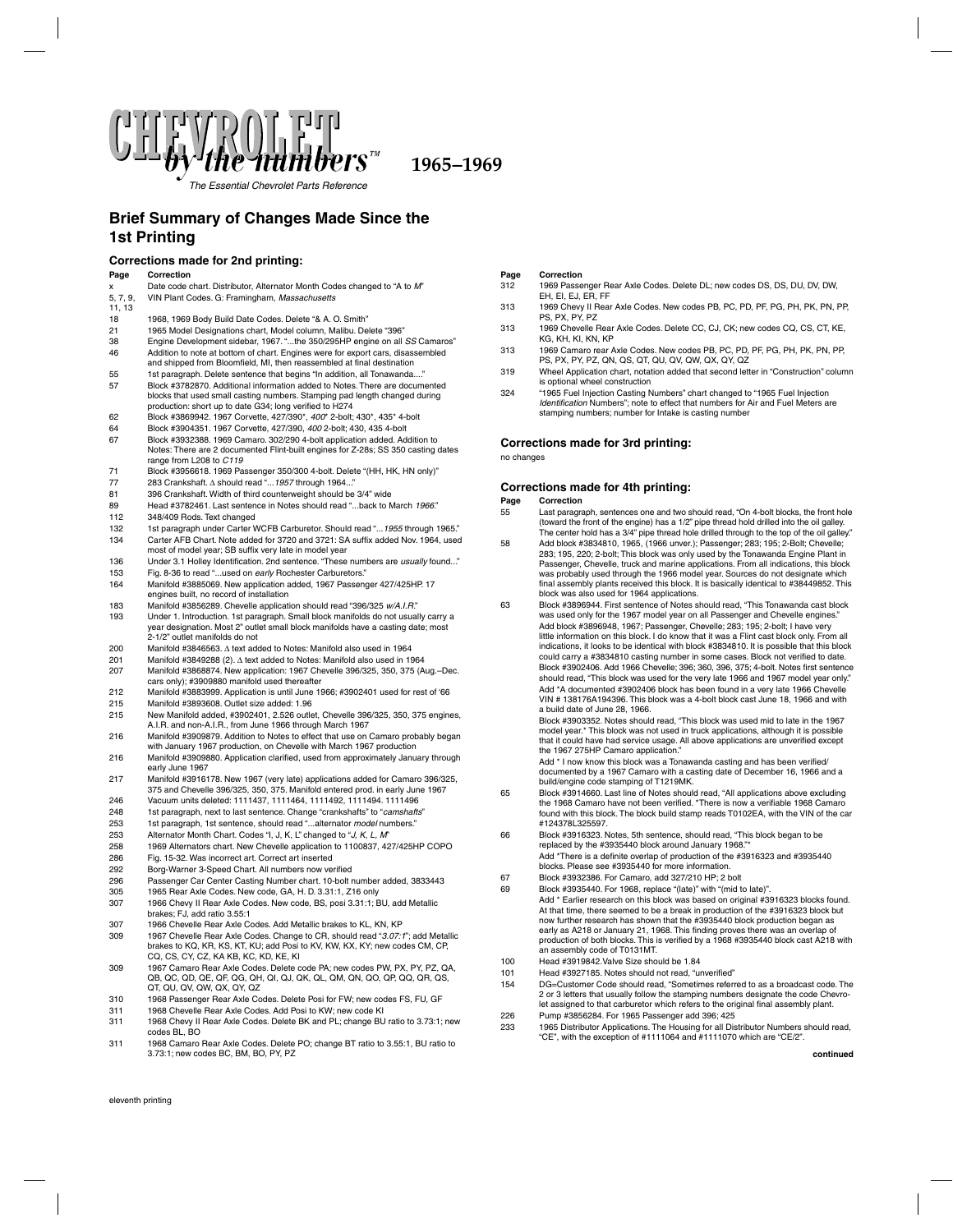# CHEVROLET *by the numbers*™ 1965–1969

*The Essential Chevrolet Parts Reference*

## Brief Summary of Changes Made Since the 1st Printing

### Corrections made for 2nd printing:

| Page | Correction |
|---|---|
| x | Date code chart. Distributor, Alternator Month Codes changed to "A to *M*" |
| 5, 7, 9, 11, 13 | VIN Plant Codes. G: Framingham, *Massachusetts* |
| 18 | 1968, 1969 Body Build Date Codes. Delete "& A. O. Smith" |
| 21 | 1965 Model Designations chart, Model column, Malibu. Delete "396" |
| 38 | Engine Development sidebar, 1967. "...the 350/295HP engine on all *SS* Camaros" |
| 46 | Addition to note at bottom of chart. Engines were for export cars, disassembled and shipped from Bloomfield, MI, then reassembled at final destination |
| 55 | 1st paragraph. Delete sentence that begins "In addition, all Tonawanda...." |
| 57 | Block #3782870. Additional information added to Notes. There are documented blocks that used small casting numbers. Stamping pad length changed during production: short up to date G34; long verified to H274 |
| 62 | Block #3869942. 1967 Corvette, 427/390*, *400** 2-bolt; 430*, 435* 4-bolt |
| 64 | Block #3904351. 1967 Corvette, 427/390, *400* 2-bolt; 430, 435 4-bolt |
| 67 | Block #3932388. 1969 Camaro. 302/290 4-bolt application added. Addition to Notes: There are 2 documented Flint-built engines for Z-28s; SS 350 casting dates range from L208 to *C119* |
| 71 | Block #3956618. 1969 Passenger 350/300 4-bolt. Delete "(HH, HK, HN only)" |
| 77 | 283 Crankshaft. ∆ should read "...*1957* through 1964..." |
| 81 | 396 Crankshaft. Width of third counterweight should be 3/4" wide |
| 89 | Head #3782461. Last sentence in Notes should read "...back to March *1966*." |
| 112 | 348/409 Rods. Text changed |
| 132 | 1st paragraph under Carter WCFB Carburetor. Should read "...*1955* through 1965." |
| 134 | Carter AFB Chart. Note added for 3720 and 3721: SA suffix added Nov. 1964, used most of model year; SB suffix very late in model year |
| 136 | Under 3.1 Holley Identification. 2nd sentence. "These numbers are *usually* found..." |
| 153 | Fig. 8-36 to read "...used on *early* Rochester Carburetors." |
| 164 | Manifold #3885069. New application added, 1967 Passenger 427/425HP. 17 engines built, no record of installation |
| 183 | Manifold #3856289. Chevelle application should read "396/325 *w/A.I.R.*" |
| 193 | Under 1. Introduction. 1st paragraph. Small block manifolds do not usually carry a year designation. Most 2" outlet small block manifolds have a casting date; most 2-1/2" outlet manifolds do not |
| 200 | Manifold #3846563. ∆ text added to Notes: Manifold also used in 1964 |
| 201 | Manifold #3849288 (2). ∆ text added to Notes: Manifold also used in 1964 |
| 207 | Manifold #3868874. New application: 1967 Chevelle 396/325, 350, 375 (Aug.–Dec. cars only); #3909880 manifold used thereafter |
| 212 | Manifold #3883999. Application is until June 1966; #3902401 used for rest of '66 |
| 215 | Manifold #3893608. Outlet size added: 1.96 |
| 215 | New Manifold added, #3902401, 2.526 outlet, Chevelle 396/325, 350, 375 engines, A.I.R. and non-A.I.R., from June 1966 through March 1967 |
| 216 | Manifold #3909879. Addition to Notes to effect that use on Camaro probably began with January 1967 production, on Chevelle with March 1967 production |
| 216 | Manifold #3909880. Application clarified, used from approximately January through early June 1967 |
| 217 | Manifold #3916178. New 1967 (very late) applications added for Camaro 396/325, 375 and Chevelle 396/325, 350, 375. Manifold entered prod. in early June 1967 |
| 246 | Vacuum units deleted: 1111437, 1111464, 1111492, 1111494. 1111496 |
| 248 | 1st paragraph, next to last sentence. Change "crankshafts" to "*camshafts*" |
| 253 | 1st paragraph, 1st sentence, should read "...alternator *model* numbers." |
| 253 | Alternator Month Chart. Codes "I, J, K, L" changed to "*J, K, L, M*" |
| 258 | 1969 Alternators chart. New Chevelle application to 1100837, 427/425HP COPO |
| 286 | Fig. 15-32. Was incorrect art. Correct art inserted |
| 292 | Borg-Warner 3-Speed Chart. All numbers now verified |
| 296 | Passenger Car Center Casting Number chart. 10-bolt number added, 3833443 |
| 305 | 1965 Rear Axle Codes. New code, GA, H. D. 3.31:1, Z16 only |
| 307 | 1966 Chevy II Rear Axle Codes. New code, BS, posi 3.31:1; BU, add Metallic brakes; FJ, add ratio 3.55:1 |
| 307 | 1966 Chevelle Rear Axle Codes. Add Metallic brakes to KL, KN, KP |
| 309 | 1967 Chevelle Rear Axle Codes. Change to CR, should read "*3.07:1*"; add Metallic brakes to KQ, KR, KS, KT, KU; add Posi to KV, KW, KX, KY; new codes CM, CP, CQ, CS, CY, CZ, KA KB, KC, KD, KE, KI |
| 309 | 1967 Camaro Rear Axle Codes. Delete code PA; new codes PW, PX, PY, PZ, QA, QB, QC, QD, QE, QF, QG, QH, QI, QJ, QK, QL, QM, QN, QO, QP, QQ, QR, QS, QT, QU, QV, QW, QX, QY, QZ |
| 310 | 1968 Passenger Rear Axle Codes. Delete Posi for FW; new codes FS, FU, GF |
| 311 | 1968 Chevelle Rear Axle Codes. Add Posi to KW; new code KI |
| 311 | 1968 Chevy II Rear Axle Codes. Delete BK and PL; change BU ratio to 3.73:1; new codes BL, BO |
| 311 | 1968 Camaro Rear Axle Codes. Delete PO; change BT ratio to 3.55:1, BU ratio to 3.73:1; new codes BC, BM, BO, PY, PZ |
| 312 | 1969 Passenger Rear Axle Codes. Delete DL; new codes DS, DS, DU, DV, DW, EH, EI, EJ, ER, FF |
| 313 | 1969 Chevy II Rear Axle Codes. New codes PB, PC, PD, PF, PG, PH, PK, PN, PP, PS, PX, PY, PZ |
| 313 | 1969 Chevelle Rear Axle Codes. Delete CC, CJ, CK; new codes CQ, CS, CT, KE, KG, KH, KI, KN, KP |
| 313 | 1969 Camaro rear Axle Codes. New codes PB, PC, PD, PF, PG, PH, PK, PN, PP, PS, PX, PY, PZ, QN, QS, QT, QU, QV, QW, QX, QY, QZ |
| 319 | Wheel Application chart, notation added that second letter in "Construction" column is optional wheel construction |
| 324 | "1965 Fuel Injection Casting Numbers" chart changed to "1965 Fuel Injection *Identification* Numbers"; note to effect that numbers for Air and Fuel Meters are stamping numbers; number for Intake is casting number |

### Corrections made for 3rd printing:

no changes

### Corrections made for 4th printing:

| Page | Correction |
|---|---|
| 55 | Last paragraph, sentences one and two should read, "On 4-bolt blocks, the front hole (toward the front of the engine) has a 1/2" pipe thread hold drilled into the oil galley. The center hold has a 3/4" pipe thread hole drilled through to the top of the oil galley." |
| 58 | Add block #3834810, 1965, (1966 unver.); Passenger; 283; 195; 2-Bolt; Chevelle; 283; 195, 220; 2-bolt; This block was only used by the Tonawanda Engine Plant in Passenger, Chevelle, truck and marine applications. From all indications, this block was probably used through the 1966 model year. Sources do not designate which final assembly plants received this block. It is basically identical to #38449852. This block was also used for 1964 applications. |
| 63 | Block #3896944. First sentence of Notes should read, "This Tonawanda cast block was used only for the 1967 model year on all Passenger and Chevelle engines." Add block #3896948, 1967; Passenger, Chevelle; 283; 195; 2-bolt; I have very little information on this block. I do know that it was a Flint cast block only. From all indications, it looks to be identical with block #3834810. It is possible that this block could carry a #3834810 casting number in some cases. Block not verified to date. Block #3902406. Add 1966 Chevelle; 396; 360, 396, 375; 4-bolt. Notes first sentence should read, "This block was used for the very late 1966 and 1967 model year only." Add *A documented #3902406 block has been found in a very late 1966 Chevelle VIN # 138176A194396. This block was a 4-bolt block cast June 18, 1966 and with a build date of June 28, 1966. Block #3903352. Notes should read, "This block was used mid to late in the 1967 model year.* This block was not used in truck applications, although it is possible that it could have had service usage. All above applications are unverified except the 1967 275HP Camaro application." Add * I now know this block was a Tonawanda casting and has been verified/documented by a 1967 Camaro with a casting date of December 16, 1966 and a build/engine code stamping of T1219MK. |
| 65 | Block #3914660. Last line of Notes should read, "All applications above excluding the 1968 Camaro have not been verified. *There is now a verifiable 1968 Camaro found with this block. The block build stamp reads T0102EA, with the VIN of the car #124378L325597. |
| 66 | Block #3916323. Notes, 5th sentence, should read, "This block began to be replaced by the #3935440 block around January 1968."* Add *There is a definite overlap of production of the #3916323 and #3935440 blocks. Please see #3935440 for more information. |
| 67 | Block #3932386. For Camaro, add 327/210 HP; 2 bolt |
| 69 | Block #3935440. For 1968, replace "(late)" with "(mid to late)". Add * Earlier research on this block was based on original #3916323 blocks found. At that time, there seemed to be a break in production of the #3916323 block but now further research has shown that the #3935440 block production began as early as A218 or January 21, 1968. This finding proves there was an overlap of production of both blocks. This is verified by a 1968 #3935440 block cast A218 with an assembly code of T0131MT. |
| 100 | Head #3919842.Valve Size should be 1.84 |
| 101 | Head #3927185. Notes should not read, "unverified" |
| 154 | DG=Customer Code should read, "Sometimes referred to as a broadcast code. The 2 or 3 letters that usually follow the stamping numbers designate the code Chevrolet assigned to that carburetor which refers to the original final assembly plant. |
| 226 | Pump #3856284. For 1965 Passenger add 396; 425 |
| 233 | 1965 Distributor Applications. The Housing for all Distributor Numbers should read, "CE", with the exception of #1111064 and #1111070 which are "CE/2". |

**continued**

eleventh printing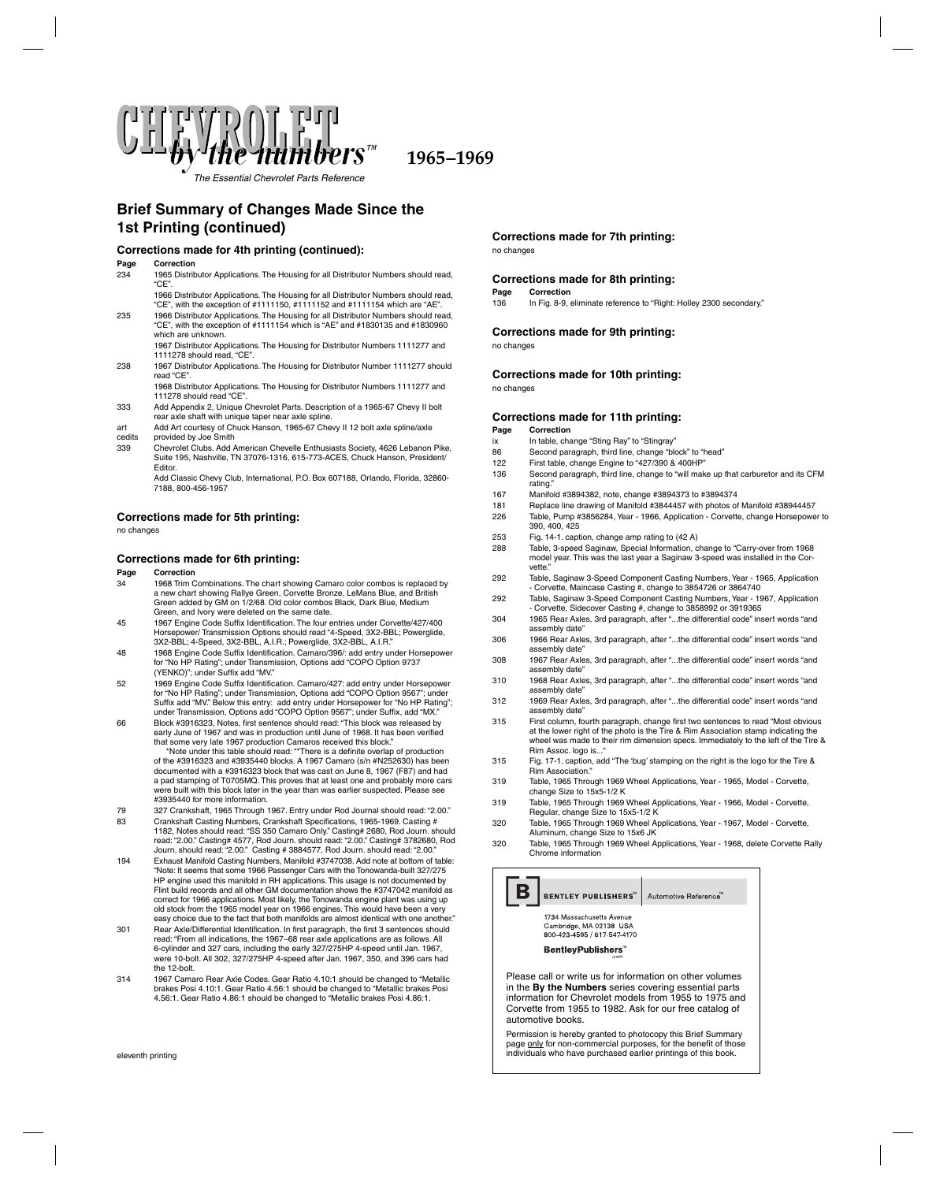# CHEVROLET *by the numbers*™ 1965–1969

*The Essential Chevrolet Parts Reference*

## Brief Summary of Changes Made Since the 1st Printing (continued)

### Corrections made for 4th printing (continued):

| Page | Correction |
|---|---|
| 234 | 1965 Distributor Applications. The Housing for all Distributor Numbers should read, "CE". |
| | 1966 Distributor Applications. The Housing for all Distributor Numbers should read, "CE", with the exception of #1111150, #1111152 and #1111154 which are "AE". |
| 235 | 1966 Distributor Applications. The Housing for all Distributor Numbers should read, "CE", with the exception of #1111154 which is "AE" and #1830135 and #1830960 which are unknown. |
| | 1967 Distributor Applications. The Housing for Distributor Numbers 1111277 and 1111278 should read, "CE". |
| 238 | 1967 Distributor Applications. The Housing for Distributor Number 1111277 should read "CE". |
| | 1968 Distributor Applications. The Housing for Distributor Numbers 1111277 and 111278 should read "CE". |
| 333 | Add Appendix 2, Unique Chevrolet Parts. Description of a 1965-67 Chevy II bolt rear axle shaft with unique taper near axle spline. |
| art cedits | Add Art courtesy of Chuck Hanson, 1965-67 Chevy II 12 bolt axle spline/axle provided by Joe Smith |
| 339 | Chevrolet Clubs. Add American Chevelle Enthusiasts Society, 4626 Lebanon Pike, Suite 195, Nashville, TN 37076-1316, 615-773-ACES, Chuck Hanson, President/ Editor. |
| | Add Classic Chevy Club, International, P.O. Box 607188, Orlando, Florida, 32860-7188, 800-456-1957 |

### Corrections made for 5th printing:

no changes

### Corrections made for 6th printing:

| Page | Correction |
|---|---|
| 34 | 1968 Trim Combinations. The chart showing Camaro color combos is replaced by a new chart showing Rallye Green, Corvette Bronze, LeMans Blue, and British Green added by GM on 1/2/68. Old color combos Black, Dark Blue, Medium Green, and Ivory were deleted on the same date. |
| 45 | 1967 Engine Code Suffix Identification. The four entries under Corvette/427/400 Horsepower/ Transmission Options should read "4-Speed, 3X2-BBL; Powerglide, 3X2-BBL; 4-Speed, 3X2-BBL, A.I.R.; Powerglide, 3X2-BBL, A.I.R." |
| 48 | 1968 Engine Code Suffix Identification. Camaro/396/: add entry under Horsepower for "No HP Rating"; under Transmission, Options add "COPO Option 9737 (YENKO)"; under Suffix add "MV." |
| 52 | 1969 Engine Code Suffix Identification. Camaro/427: add entry under Horsepower for "No HP Rating"; under Transmission, Options add "COPO Option 9567"; under Suffix add "MV." Below this entry: add entry under Horsepower for "No HP Rating"; under Transmission, Options add "COPO Option 9567"; under Suffix, add "MX." |
| 66 | Block #3916323, Notes, first sentence should read: "This block was released by early June of 1967 and was in production until June of 1968. It has been verified that some very late 1967 production Camaros received this block." "Note under this table should read: ""There is a definite overlap of production of the #3916323 and #3935440 blocks. A 1967 Camaro (s/n #N252630) has been documented with a #3916323 block that was cast on June 8, 1967 (F87) and had a pad stamping of T0705MQ. This proves that at least one and probably more cars were built with this block later in the year than was earlier suspected. Please see #3935440 for more information. |
| 79 | 327 Crankshaft, 1965 Through 1967. Entry under Rod Journal should read: "2.00." |
| 83 | Crankshaft Casting Numbers, Crankshaft Specifications, 1965-1969. Casting # 1182, Notes should read: "SS 350 Camaro Only." Casting# 2680, Rod Journ. should read: "2.00." Casting# 4577, Rod Journ. should read: "2.00." Casting# 3782680, Rod Journ. should read: "2.00." Casting # 3884577, Rod Journ. should read: "2.00." |
| 194 | Exhaust Manifold Casting Numbers, Manifold #3747038. Add note at bottom of table: "Note: It seems that some 1966 Passenger Cars with the Tonowanda-built 327/275 HP engine used this manifold in RH applications. This usage is not documented by Flint build records and all other GM documentation shows the #3747042 manifold as correct for 1966 applications. Most likely, the Tonowanda engine plant was using up old stock from the 1965 model year on 1966 engines. This would have been a very easy choice due to the fact that both manifolds are almost identical with one another." |
| 301 | Rear Axle/Differential Identification. In first paragraph, the first 3 sentences should read: "From all indications, the 1967–68 rear axle applications are as follows. All 6-cylinder and 327 cars, including the early 327/275HP 4-speed until Jan. 1967, were 10-bolt. All 302, 327/275HP 4-speed after Jan. 1967, 350, and 396 cars had the 12-bolt. |
| 314 | 1967 Camaro Rear Axle Codes. Gear Ratio 4.10:1 should be changed to "Metallic brakes Posi 4.10:1. Gear Ratio 4.56:1 should be changed to "Metallic brakes Posi 4.56:1. Gear Ratio 4.86:1 should be changed to "Metallic brakes Posi 4.86:1. |

eleventh printing

### Corrections made for 7th printing:

no changes

### Corrections made for 8th printing:

| Page | Correction |
|---|---|
| 136 | In Fig. 8-9, eliminate reference to "Right: Holley 2300 secondary." |

### Corrections made for 9th printing:

no changes

### Corrections made for 10th printing:

no changes

### Corrections made for 11th printing:

| Page | Correction |
|---|---|
| ix | In table, change "Sting Ray" to "Stingray" |
| 86 | Second paragraph, third line, change "block" to "head" |
| 122 | First table, change Engine to "427/390 & 400HP" |
| 136 | Second paragraph, third line, change to "will make up that carburetor and its CFM rating." |
| 167 | Manifold #3894382, note, change #3894373 to #3894374 |
| 181 | Replace line drawing of Manifold #3844457 with photos of Manifold #38944457 |
| 226 | Table, Pump #3856284, Year - 1966, Application - Corvette, change Horsepower to 390, 400, 425 |
| 253 | Fig. 14-1. caption, change amp rating to (42 A) |
| 288 | Table, 3-speed Saginaw, Special Information, change to "Carry-over from 1968 model year. This was the last year a Saginaw 3-speed was installed in the Corvette." |
| 292 | Table, Saginaw 3-Speed Component Casting Numbers, Year - 1965, Application - Corvette, Maincase Casting #, change to 3854726 or 3864740 |
| 292 | Table, Saginaw 3-Speed Component Casting Numbers, Year - 1967, Application - Corvette, Sidecover Casting #, change to 3858992 or 3919365 |
| 304 | 1965 Rear Axles, 3rd paragraph, after "...the differential code" insert words "and assembly date" |
| 306 | 1966 Rear Axles, 3rd paragraph, after "...the differential code" insert words "and assembly date" |
| 308 | 1967 Rear Axles, 3rd paragraph, after "...the differential code" insert words "and assembly date" |
| 310 | 1968 Rear Axles, 3rd paragraph, after "...the differential code" insert words "and assembly date" |
| 312 | 1969 Rear Axles, 3rd paragraph, after "...the differential code" insert words "and assembly date" |
| 315 | First column, fourth paragraph, change first two sentences to read "Most obvious at the lower right of the photo is the Tire & Rim Association stamp indicating the wheel was made to their rim dimension specs. Immediately to the left of the Tire & Rim Assoc. logo is..." |
| 315 | Fig. 17-1. caption, add "The 'bug' stamping on the right is the logo for the Tire & Rim Association." |
| 319 | Table, 1965 Through 1969 Wheel Applications, Year - 1965, Model - Corvette, change Size to 15x5-1/2 K |
| 319 | Table, 1965 Through 1969 Wheel Applications, Year - 1966, Model - Corvette, Regular, change Size to 15x5-1/2 K |
| 320 | Table, 1965 Through 1969 Wheel Applications, Year - 1967, Model - Corvette, Aluminum, change Size to 15x6 JK |
| 320 | Table, 1965 Through 1969 Wheel Applications, Year - 1968, delete Corvette Rally Chrome information |

**BENTLEY PUBLISHERS**™ | Automotive Reference™

1734 Massachusetts Avenue
Cambridge, MA 02138 USA
800-423-4595 / 617-547-4170

**BentleyPublishers**™.com

Please call or write us for information on other volumes in the **By the Numbers** series covering essential parts information for Chevrolet models from 1955 to 1975 and Corvette from 1955 to 1982. Ask for our free catalog of automotive books.

Permission is hereby granted to photocopy this Brief Summary page only for non-commercial purposes, for the benefit of those individuals who have purchased earlier printings of this book.